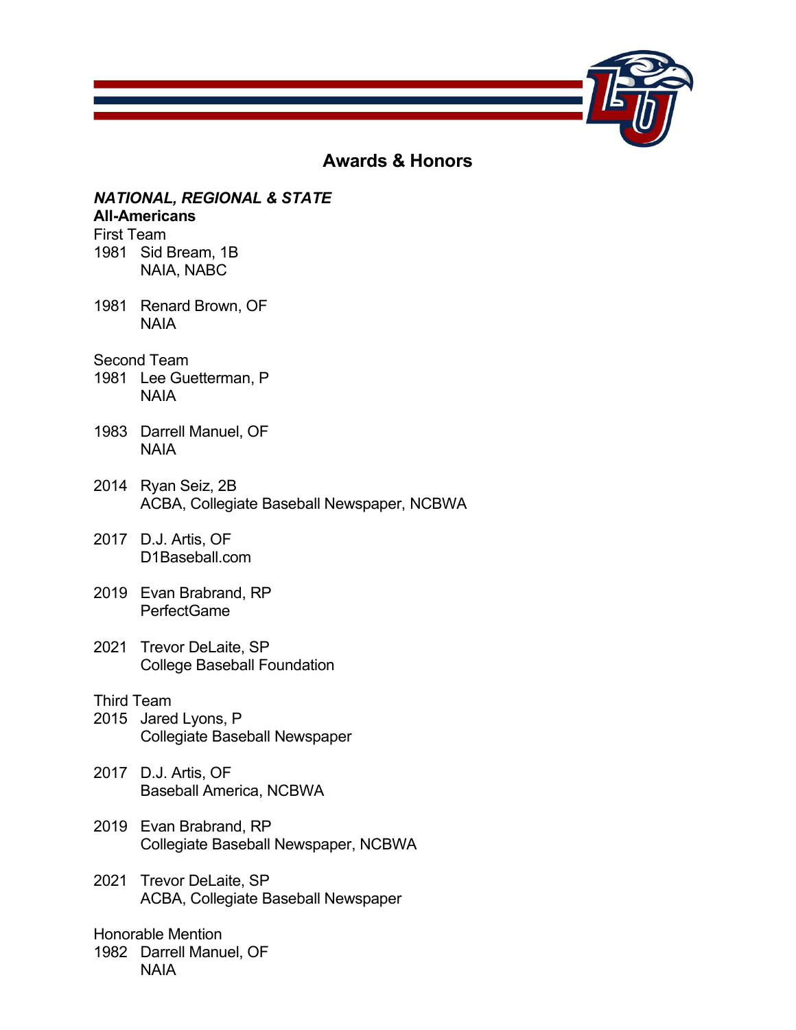# Awards & Honors

## *NATIONAL, REGIONAL & STATE*

### All-Americans

First Team

1981 Sid Bream, 1B
NAIA, NABC

1981 Renard Brown, OF
NAIA

Second Team

1981 Lee Guetterman, P
NAIA

1983 Darrell Manuel, OF
NAIA

2014 Ryan Seiz, 2B
ACBA, Collegiate Baseball Newspaper, NCBWA

2017 D.J. Artis, OF
D1Baseball.com

2019 Evan Brabrand, RP
PerfectGame

2021 Trevor DeLaite, SP
College Baseball Foundation

Third Team

2015 Jared Lyons, P
Collegiate Baseball Newspaper

2017 D.J. Artis, OF
Baseball America, NCBWA

2019 Evan Brabrand, RP
Collegiate Baseball Newspaper, NCBWA

2021 Trevor DeLaite, SP
ACBA, Collegiate Baseball Newspaper

Honorable Mention

1982 Darrell Manuel, OF
NAIA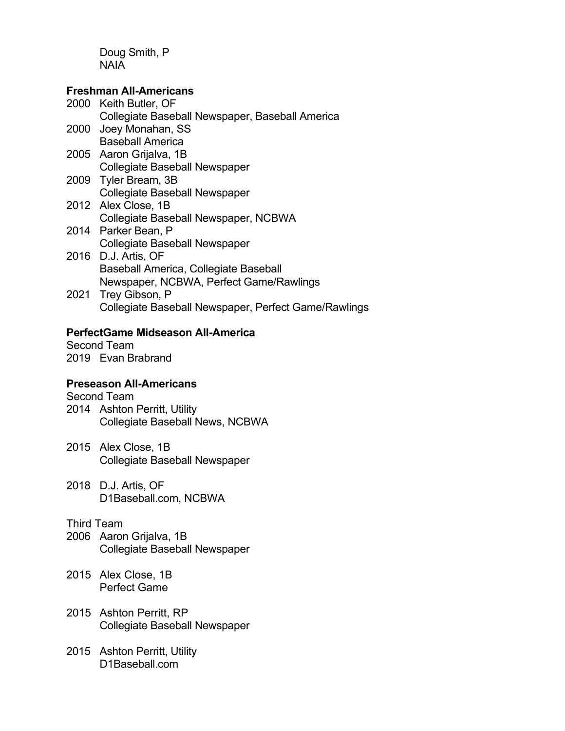Doug Smith, P
NAIA

**Freshman All-Americans**

2000 Keith Butler, OF
Collegiate Baseball Newspaper, Baseball America

2000 Joey Monahan, SS
Baseball America

2005 Aaron Grijalva, 1B
Collegiate Baseball Newspaper

2009 Tyler Bream, 3B
Collegiate Baseball Newspaper

2012 Alex Close, 1B
Collegiate Baseball Newspaper, NCBWA

2014 Parker Bean, P
Collegiate Baseball Newspaper

2016 D.J. Artis, OF
Baseball America, Collegiate Baseball Newspaper, NCBWA, Perfect Game/Rawlings

2021 Trey Gibson, P
Collegiate Baseball Newspaper, Perfect Game/Rawlings

**PerfectGame Midseason All-America**

Second Team

2019 Evan Brabrand

**Preseason All-Americans**

Second Team

2014 Ashton Perritt, Utility
Collegiate Baseball News, NCBWA

2015 Alex Close, 1B
Collegiate Baseball Newspaper

2018 D.J. Artis, OF
D1Baseball.com, NCBWA

Third Team

2006 Aaron Grijalva, 1B
Collegiate Baseball Newspaper

2015 Alex Close, 1B
Perfect Game

2015 Ashton Perritt, RP
Collegiate Baseball Newspaper

2015 Ashton Perritt, Utility
D1Baseball.com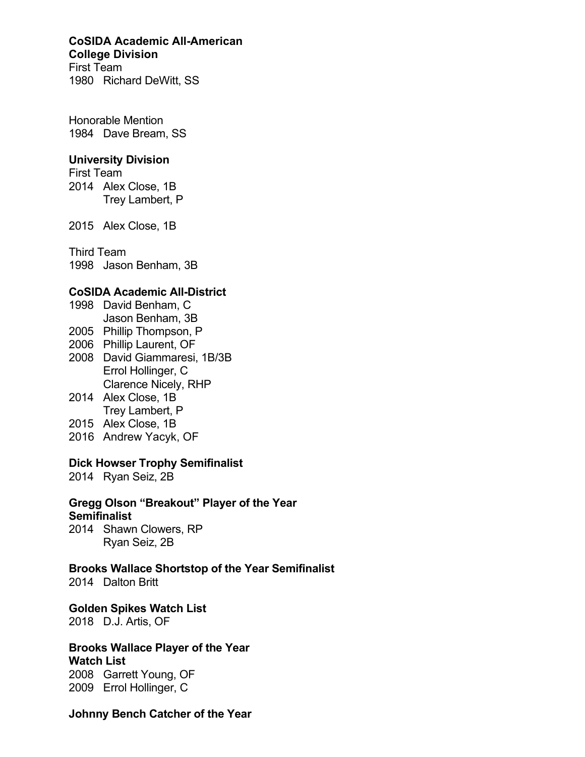**CoSIDA Academic All-American**
**College Division**

First Team
1980 Richard DeWitt, SS

Honorable Mention
1984 Dave Bream, SS

**University Division**

First Team
2014 Alex Close, 1B
Trey Lambert, P

2015 Alex Close, 1B

Third Team
1998 Jason Benham, 3B

**CoSIDA Academic All-District**

1998 David Benham, C
Jason Benham, 3B
2005 Phillip Thompson, P
2006 Phillip Laurent, OF
2008 David Giammaresi, 1B/3B
Errol Hollinger, C
Clarence Nicely, RHP
2014 Alex Close, 1B
Trey Lambert, P
2015 Alex Close, 1B
2016 Andrew Yacyk, OF

**Dick Howser Trophy Semifinalist**

2014 Ryan Seiz, 2B

**Gregg Olson "Breakout" Player of the Year Semifinalist**

2014 Shawn Clowers, RP
Ryan Seiz, 2B

**Brooks Wallace Shortstop of the Year Semifinalist**

2014 Dalton Britt

**Golden Spikes Watch List**

2018 D.J. Artis, OF

**Brooks Wallace Player of the Year Watch List**

2008 Garrett Young, OF
2009 Errol Hollinger, C

**Johnny Bench Catcher of the Year**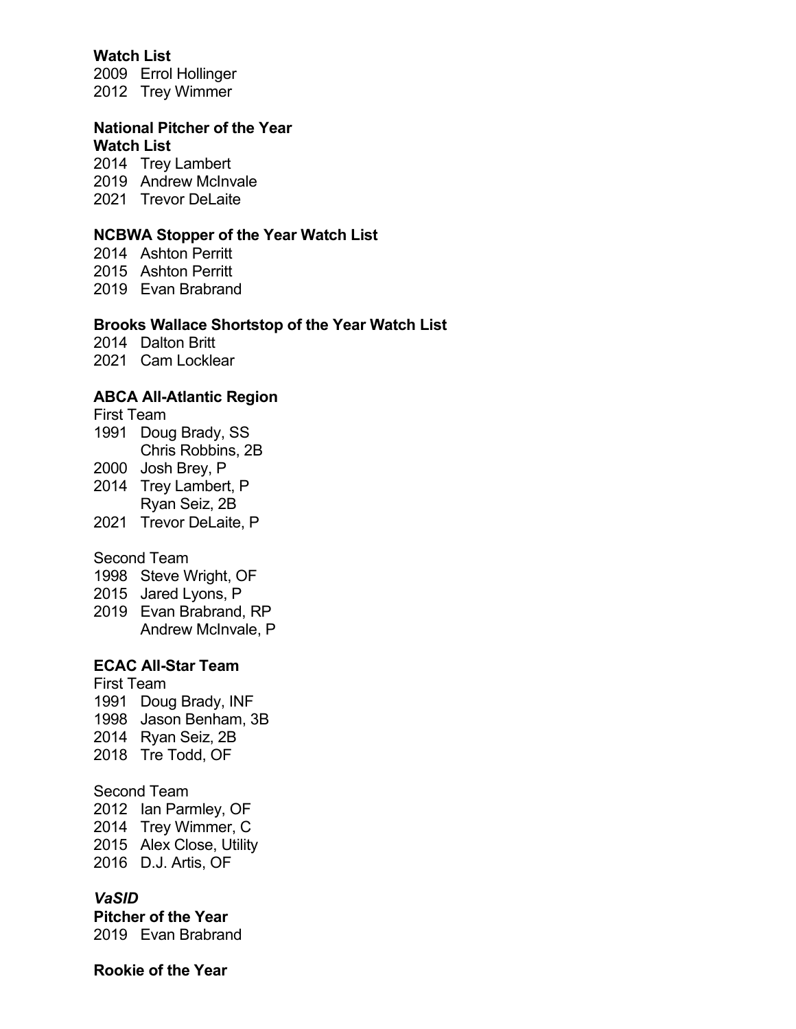**Watch List**

2009 Errol Hollinger
2012 Trey Wimmer

**National Pitcher of the Year**
**Watch List**

2014 Trey Lambert
2019 Andrew McInvale
2021 Trevor DeLaite

**NCBWA Stopper of the Year Watch List**

2014 Ashton Perritt
2015 Ashton Perritt
2019 Evan Brabrand

**Brooks Wallace Shortstop of the Year Watch List**

2014 Dalton Britt
2021 Cam Locklear

**ABCA All-Atlantic Region**

First Team

1991 Doug Brady, SS
Chris Robbins, 2B
2000 Josh Brey, P
2014 Trey Lambert, P
Ryan Seiz, 2B
2021 Trevor DeLaite, P

Second Team

1998 Steve Wright, OF
2015 Jared Lyons, P
2019 Evan Brabrand, RP
Andrew McInvale, P

**ECAC All-Star Team**

First Team

1991 Doug Brady, INF
1998 Jason Benham, 3B
2014 Ryan Seiz, 2B
2018 Tre Todd, OF

Second Team

2012 Ian Parmley, OF
2014 Trey Wimmer, C
2015 Alex Close, Utility
2016 D.J. Artis, OF

***VaSID***

**Pitcher of the Year**

2019 Evan Brabrand

**Rookie of the Year**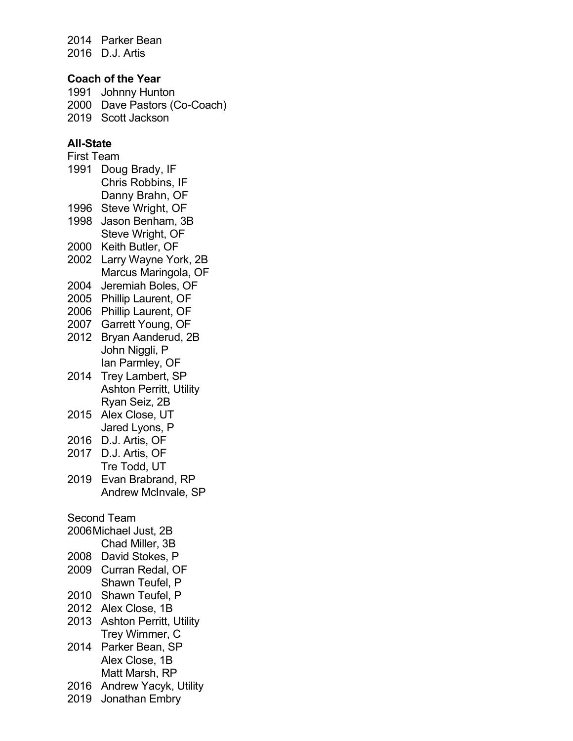2014 Parker Bean
2016 D.J. Artis

**Coach of the Year**

1991 Johnny Hunton
2000 Dave Pastors (Co-Coach)
2019 Scott Jackson

**All-State**

First Team

1991 Doug Brady, IF
Chris Robbins, IF
Danny Brahn, OF
1996 Steve Wright, OF
1998 Jason Benham, 3B
Steve Wright, OF
2000 Keith Butler, OF
2002 Larry Wayne York, 2B
Marcus Maringola, OF
2004 Jeremiah Boles, OF
2005 Phillip Laurent, OF
2006 Phillip Laurent, OF
2007 Garrett Young, OF
2012 Bryan Aanderud, 2B
John Niggli, P
Ian Parmley, OF
2014 Trey Lambert, SP
Ashton Perritt, Utility
Ryan Seiz, 2B
2015 Alex Close, UT
Jared Lyons, P
2016 D.J. Artis, OF
2017 D.J. Artis, OF
Tre Todd, UT
2019 Evan Brabrand, RP
Andrew McInvale, SP

Second Team

2006 Michael Just, 2B
Chad Miller, 3B
2008 David Stokes, P
2009 Curran Redal, OF
Shawn Teufel, P
2010 Shawn Teufel, P
2012 Alex Close, 1B
2013 Ashton Perritt, Utility
Trey Wimmer, C
2014 Parker Bean, SP
Alex Close, 1B
Matt Marsh, RP
2016 Andrew Yacyk, Utility
2019 Jonathan Embry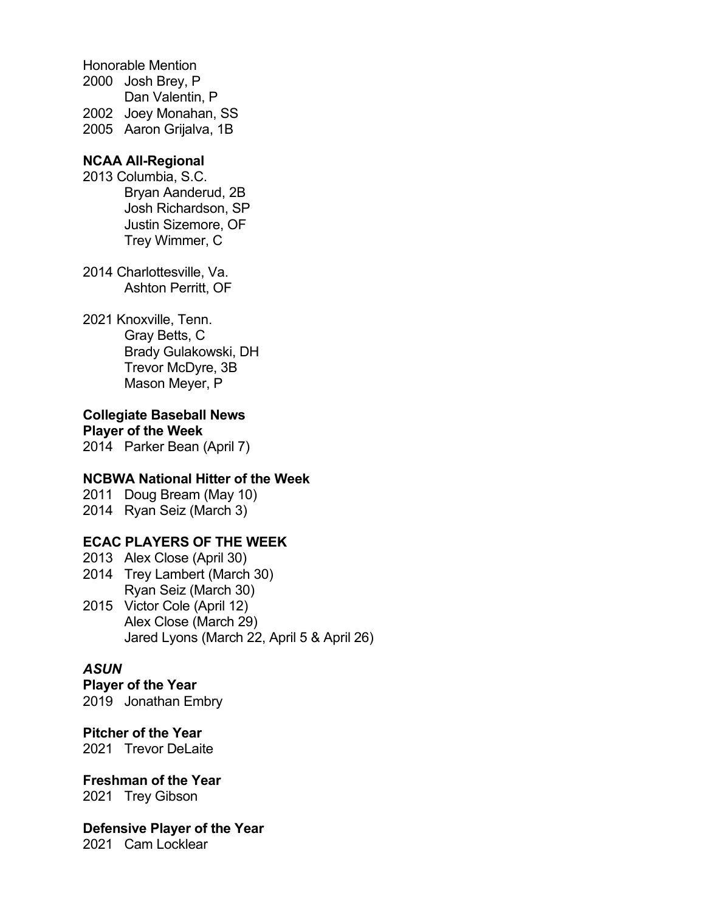Honorable Mention

2000 Josh Brey, P
Dan Valentin, P

2002 Joey Monahan, SS

2005 Aaron Grijalva, 1B

**NCAA All-Regional**

2013 Columbia, S.C.
Bryan Aanderud, 2B
Josh Richardson, SP
Justin Sizemore, OF
Trey Wimmer, C

2014 Charlottesville, Va.
Ashton Perritt, OF

2021 Knoxville, Tenn.
Gray Betts, C
Brady Gulakowski, DH
Trevor McDyre, 3B
Mason Meyer, P

**Collegiate Baseball News**
**Player of the Week**

2014 Parker Bean (April 7)

**NCBWA National Hitter of the Week**

2011 Doug Bream (May 10)

2014 Ryan Seiz (March 3)

**ECAC PLAYERS OF THE WEEK**

2013 Alex Close (April 30)

2014 Trey Lambert (March 30)
Ryan Seiz (March 30)

2015 Victor Cole (April 12)
Alex Close (March 29)
Jared Lyons (March 22, April 5 & April 26)

***ASUN***

**Player of the Year**

2019 Jonathan Embry

**Pitcher of the Year**

2021 Trevor DeLaite

**Freshman of the Year**

2021 Trey Gibson

**Defensive Player of the Year**

2021 Cam Locklear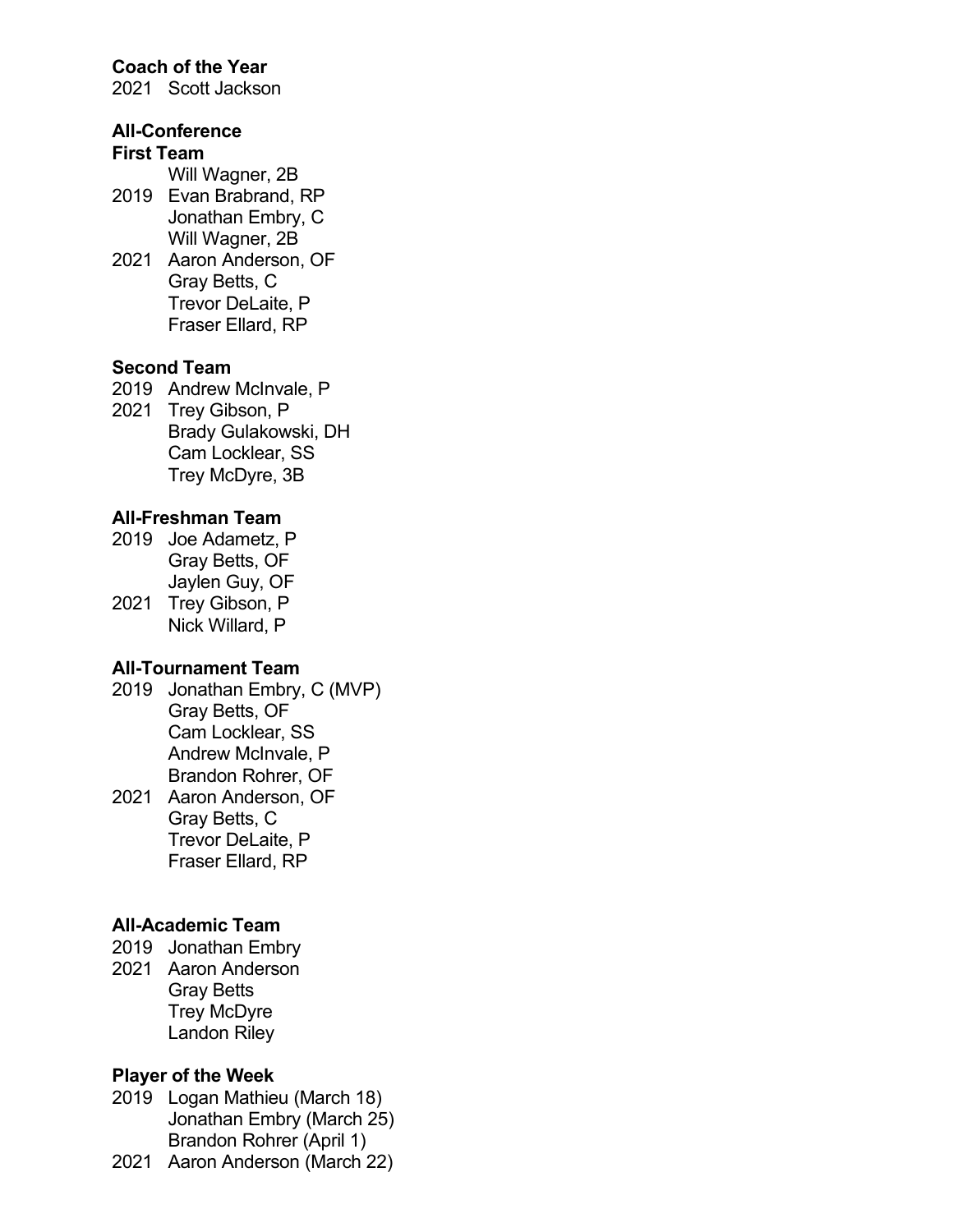**Coach of the Year**
2021 Scott Jackson

**All-Conference**
**First Team**

Will Wagner, 2B

2019 Evan Brabrand, RP
Jonathan Embry, C
Will Wagner, 2B

2021 Aaron Anderson, OF
Gray Betts, C
Trevor DeLaite, P
Fraser Ellard, RP

**Second Team**

2019 Andrew McInvale, P

2021 Trey Gibson, P
Brady Gulakowski, DH
Cam Locklear, SS
Trey McDyre, 3B

**All-Freshman Team**

2019 Joe Adametz, P
Gray Betts, OF
Jaylen Guy, OF

2021 Trey Gibson, P
Nick Willard, P

**All-Tournament Team**

2019 Jonathan Embry, C (MVP)
Gray Betts, OF
Cam Locklear, SS
Andrew McInvale, P
Brandon Rohrer, OF

2021 Aaron Anderson, OF
Gray Betts, C
Trevor DeLaite, P
Fraser Ellard, RP

**All-Academic Team**

2019 Jonathan Embry

2021 Aaron Anderson
Gray Betts
Trey McDyre
Landon Riley

**Player of the Week**

2019 Logan Mathieu (March 18)
Jonathan Embry (March 25)
Brandon Rohrer (April 1)

2021 Aaron Anderson (March 22)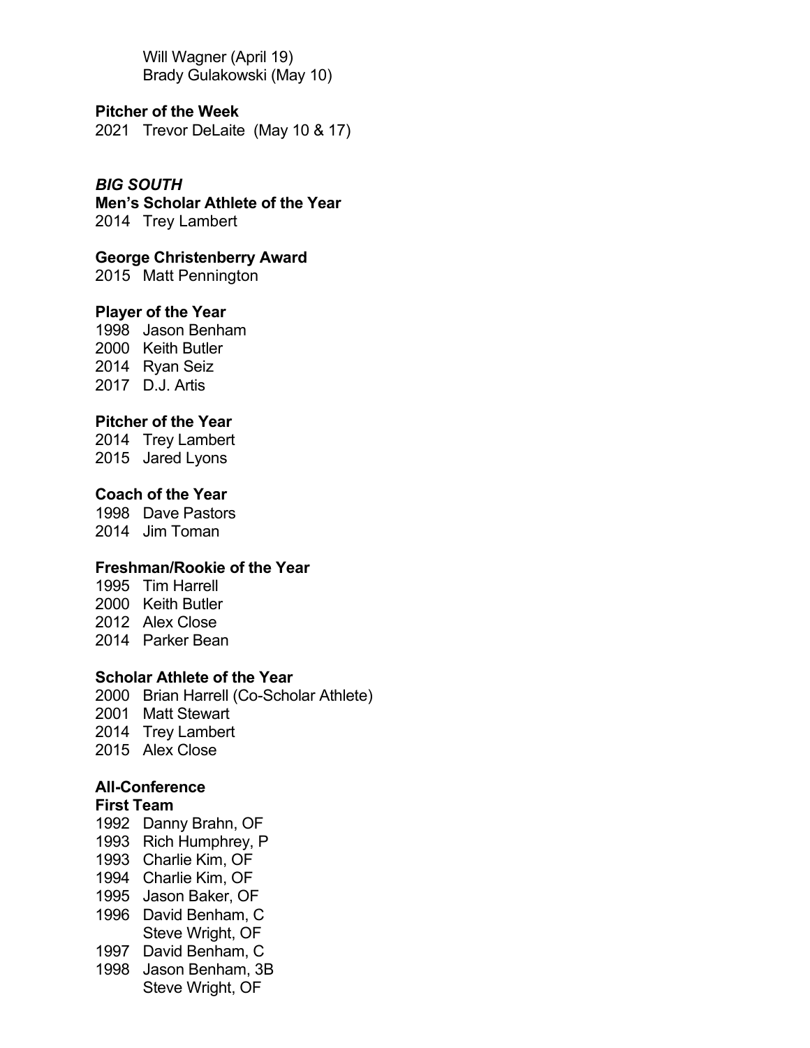Will Wagner (April 19)
Brady Gulakowski (May 10)

**Pitcher of the Week**
2021 Trevor DeLaite (May 10 & 17)

***BIG SOUTH***

**Men's Scholar Athlete of the Year**
2014 Trey Lambert

**George Christenberry Award**
2015 Matt Pennington

**Player of the Year**
1998 Jason Benham
2000 Keith Butler
2014 Ryan Seiz
2017 D.J. Artis

**Pitcher of the Year**
2014 Trey Lambert
2015 Jared Lyons

**Coach of the Year**
1998 Dave Pastors
2014 Jim Toman

**Freshman/Rookie of the Year**
1995 Tim Harrell
2000 Keith Butler
2012 Alex Close
2014 Parker Bean

**Scholar Athlete of the Year**
2000 Brian Harrell (Co-Scholar Athlete)
2001 Matt Stewart
2014 Trey Lambert
2015 Alex Close

**All-Conference**
**First Team**
1992 Danny Brahn, OF
1993 Rich Humphrey, P
1993 Charlie Kim, OF
1994 Charlie Kim, OF
1995 Jason Baker, OF
1996 David Benham, C
Steve Wright, OF
1997 David Benham, C
1998 Jason Benham, 3B
Steve Wright, OF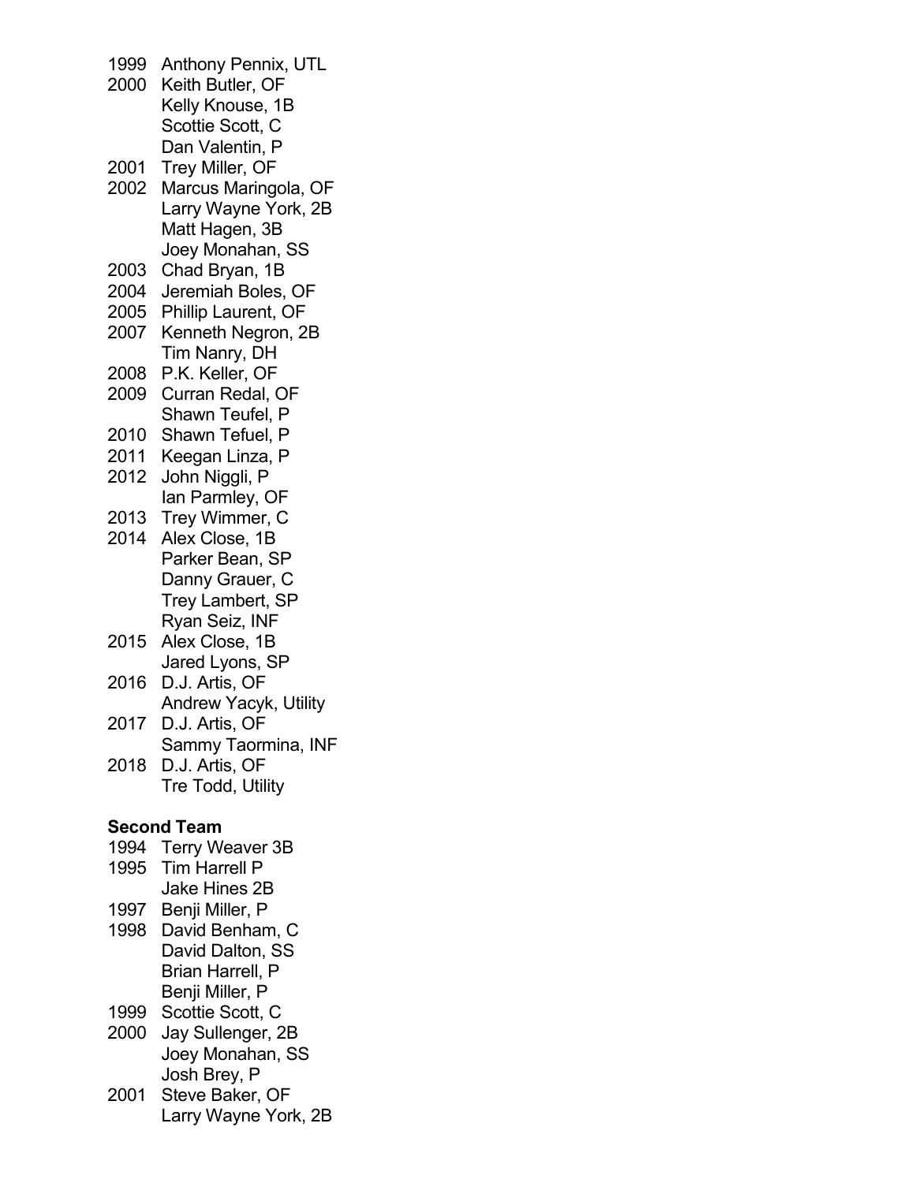1999 Anthony Pennix, UTL
2000 Keith Butler, OF
Kelly Knouse, 1B
Scottie Scott, C
Dan Valentin, P
2001 Trey Miller, OF
2002 Marcus Maringola, OF
Larry Wayne York, 2B
Matt Hagen, 3B
Joey Monahan, SS
2003 Chad Bryan, 1B
2004 Jeremiah Boles, OF
2005 Phillip Laurent, OF
2007 Kenneth Negron, 2B
Tim Nanry, DH
2008 P.K. Keller, OF
2009 Curran Redal, OF
Shawn Teufel, P
2010 Shawn Tefuel, P
2011 Keegan Linza, P
2012 John Niggli, P
Ian Parmley, OF
2013 Trey Wimmer, C
2014 Alex Close, 1B
Parker Bean, SP
Danny Grauer, C
Trey Lambert, SP
Ryan Seiz, INF
2015 Alex Close, 1B
Jared Lyons, SP
2016 D.J. Artis, OF
Andrew Yacyk, Utility
2017 D.J. Artis, OF
Sammy Taormina, INF
2018 D.J. Artis, OF
Tre Todd, Utility

**Second Team**

1994 Terry Weaver 3B
1995 Tim Harrell P
Jake Hines 2B
1997 Benji Miller, P
1998 David Benham, C
David Dalton, SS
Brian Harrell, P
Benji Miller, P
1999 Scottie Scott, C
2000 Jay Sullenger, 2B
Joey Monahan, SS
Josh Brey, P
2001 Steve Baker, OF
Larry Wayne York, 2B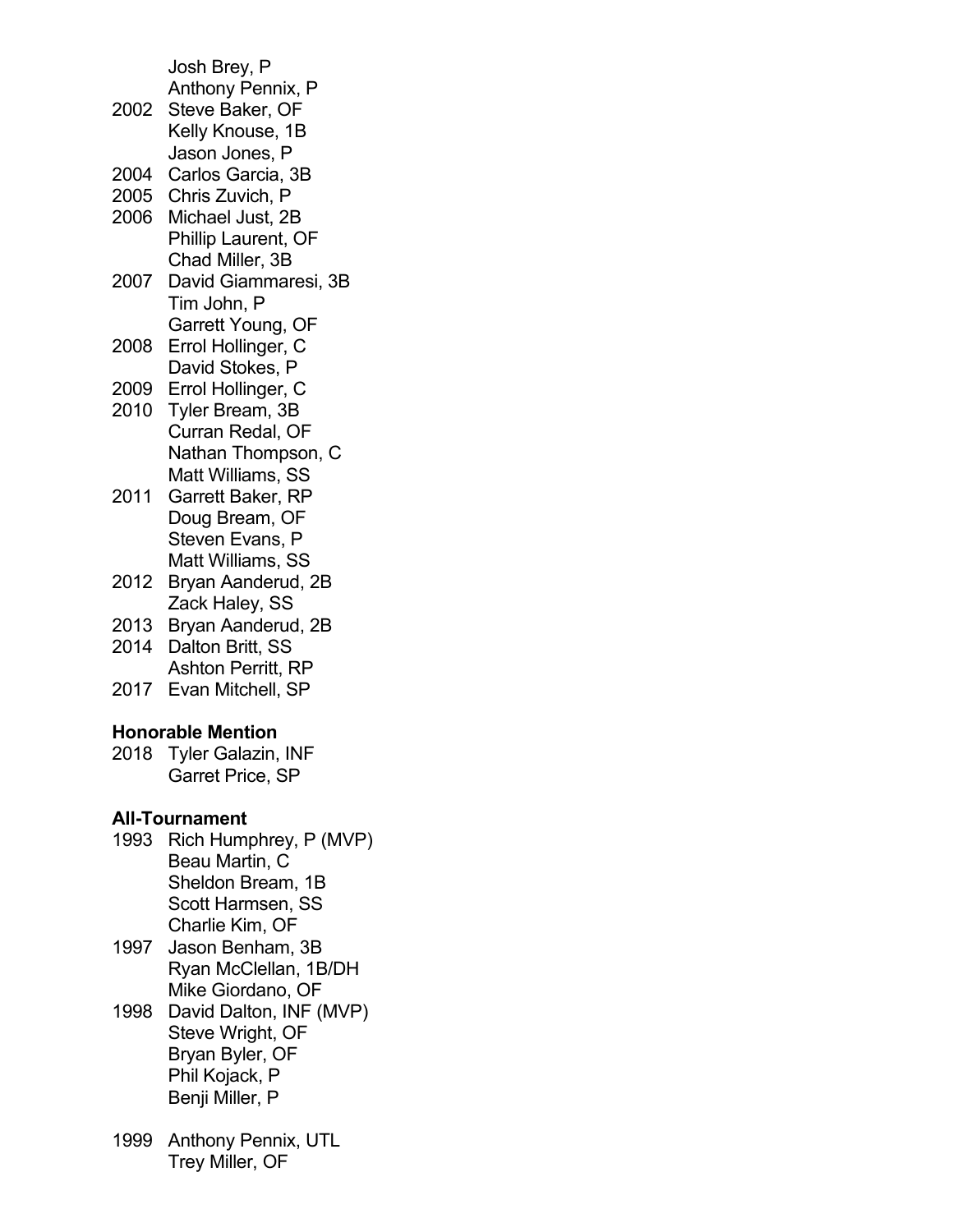Josh Brey, P  
Anthony Pennix, P

2002 Steve Baker, OF  
Kelly Knouse, 1B  
Jason Jones, P

2004 Carlos Garcia, 3B

2005 Chris Zuvich, P

2006 Michael Just, 2B  
Phillip Laurent, OF  
Chad Miller, 3B

2007 David Giammaresi, 3B  
Tim John, P  
Garrett Young, OF

2008 Errol Hollinger, C  
David Stokes, P

2009 Errol Hollinger, C

2010 Tyler Bream, 3B  
Curran Redal, OF  
Nathan Thompson, C  
Matt Williams, SS

2011 Garrett Baker, RP  
Doug Bream, OF  
Steven Evans, P  
Matt Williams, SS

2012 Bryan Aanderud, 2B  
Zack Haley, SS

2013 Bryan Aanderud, 2B

2014 Dalton Britt, SS  
Ashton Perritt, RP

2017 Evan Mitchell, SP

**Honorable Mention**

2018 Tyler Galazin, INF  
Garret Price, SP

**All-Tournament**

1993 Rich Humphrey, P (MVP)  
Beau Martin, C  
Sheldon Bream, 1B  
Scott Harmsen, SS  
Charlie Kim, OF

1997 Jason Benham, 3B  
Ryan McClellan, 1B/DH  
Mike Giordano, OF

1998 David Dalton, INF (MVP)  
Steve Wright, OF  
Bryan Byler, OF  
Phil Kojack, P  
Benji Miller, P

1999 Anthony Pennix, UTL  
Trey Miller, OF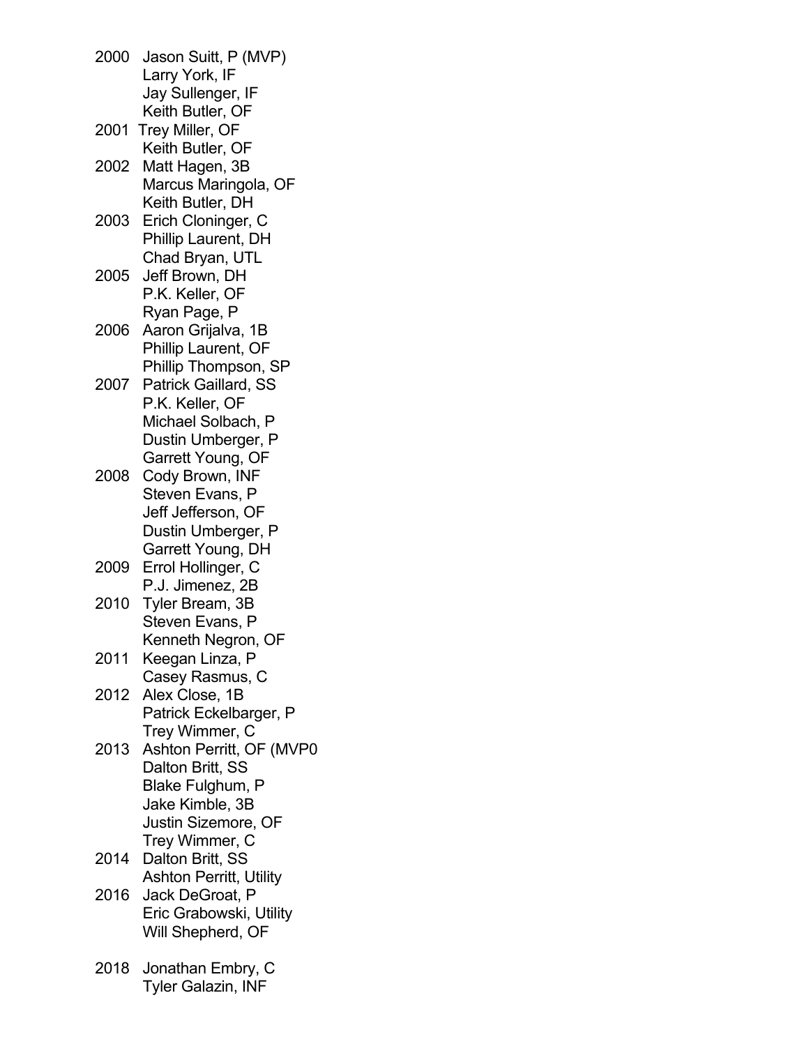2000 Jason Suitt, P (MVP)
Larry York, IF
Jay Sullenger, IF
Keith Butler, OF

2001 Trey Miller, OF
Keith Butler, OF

2002 Matt Hagen, 3B
Marcus Maringola, OF
Keith Butler, DH

2003 Erich Cloninger, C
Phillip Laurent, DH
Chad Bryan, UTL

2005 Jeff Brown, DH
P.K. Keller, OF
Ryan Page, P

2006 Aaron Grijalva, 1B
Phillip Laurent, OF
Phillip Thompson, SP

2007 Patrick Gaillard, SS
P.K. Keller, OF
Michael Solbach, P
Dustin Umberger, P
Garrett Young, OF

2008 Cody Brown, INF
Steven Evans, P
Jeff Jefferson, OF
Dustin Umberger, P
Garrett Young, DH

2009 Errol Hollinger, C
P.J. Jimenez, 2B

2010 Tyler Bream, 3B
Steven Evans, P
Kenneth Negron, OF

2011 Keegan Linza, P
Casey Rasmus, C

2012 Alex Close, 1B
Patrick Eckelbarger, P
Trey Wimmer, C

2013 Ashton Perritt, OF (MVP0
Dalton Britt, SS
Blake Fulghum, P
Jake Kimble, 3B
Justin Sizemore, OF
Trey Wimmer, C

2014 Dalton Britt, SS
Ashton Perritt, Utility

2016 Jack DeGroat, P
Eric Grabowski, Utility
Will Shepherd, OF

2018 Jonathan Embry, C
Tyler Galazin, INF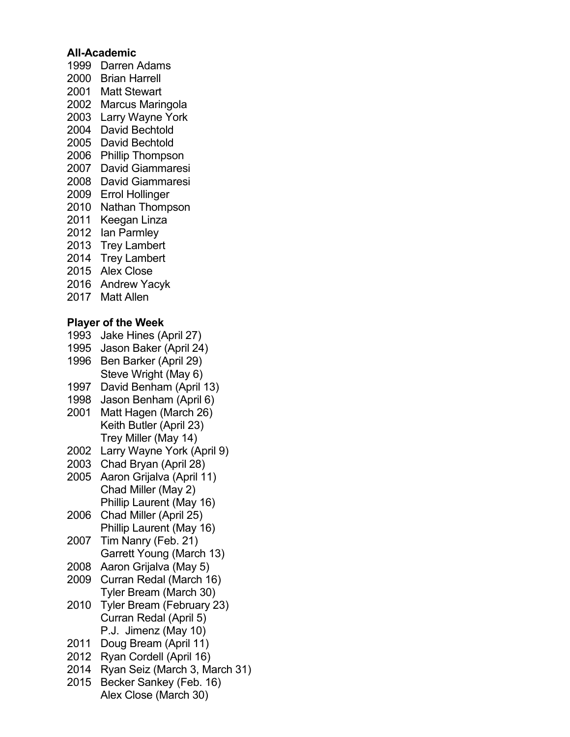**All-Academic**

1999 Darren Adams
2000 Brian Harrell
2001 Matt Stewart
2002 Marcus Maringola
2003 Larry Wayne York
2004 David Bechtold
2005 David Bechtold
2006 Phillip Thompson
2007 David Giammaresi
2008 David Giammaresi
2009 Errol Hollinger
2010 Nathan Thompson
2011 Keegan Linza
2012 Ian Parmley
2013 Trey Lambert
2014 Trey Lambert
2015 Alex Close
2016 Andrew Yacyk
2017 Matt Allen

**Player of the Week**

1993 Jake Hines (April 27)
1995 Jason Baker (April 24)
1996 Ben Barker (April 29)
Steve Wright (May 6)
1997 David Benham (April 13)
1998 Jason Benham (April 6)
2001 Matt Hagen (March 26)
Keith Butler (April 23)
Trey Miller (May 14)
2002 Larry Wayne York (April 9)
2003 Chad Bryan (April 28)
2005 Aaron Grijalva (April 11)
Chad Miller (May 2)
Phillip Laurent (May 16)
2006 Chad Miller (April 25)
Phillip Laurent (May 16)
2007 Tim Nanry (Feb. 21)
Garrett Young (March 13)
2008 Aaron Grijalva (May 5)
2009 Curran Redal (March 16)
Tyler Bream (March 30)
2010 Tyler Bream (February 23)
Curran Redal (April 5)
P.J. Jimenz (May 10)
2011 Doug Bream (April 11)
2012 Ryan Cordell (April 16)
2014 Ryan Seiz (March 3, March 31)
2015 Becker Sankey (Feb. 16)
Alex Close (March 30)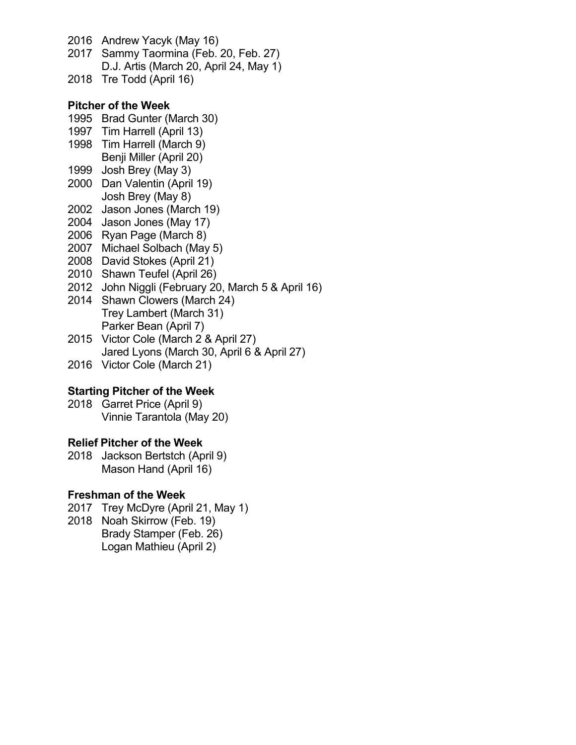2016 Andrew Yacyk (May 16)
2017 Sammy Taormina (Feb. 20, Feb. 27)
D.J. Artis (March 20, April 24, May 1)
2018 Tre Todd (April 16)

**Pitcher of the Week**

1995 Brad Gunter (March 30)
1997 Tim Harrell (April 13)
1998 Tim Harrell (March 9)
Benji Miller (April 20)
1999 Josh Brey (May 3)
2000 Dan Valentin (April 19)
Josh Brey (May 8)
2002 Jason Jones (March 19)
2004 Jason Jones (May 17)
2006 Ryan Page (March 8)
2007 Michael Solbach (May 5)
2008 David Stokes (April 21)
2010 Shawn Teufel (April 26)
2012 John Niggli (February 20, March 5 & April 16)
2014 Shawn Clowers (March 24)
Trey Lambert (March 31)
Parker Bean (April 7)
2015 Victor Cole (March 2 & April 27)
Jared Lyons (March 30, April 6 & April 27)
2016 Victor Cole (March 21)

**Starting Pitcher of the Week**

2018 Garret Price (April 9)
Vinnie Tarantola (May 20)

**Relief Pitcher of the Week**

2018 Jackson Bertstch (April 9)
Mason Hand (April 16)

**Freshman of the Week**

2017 Trey McDyre (April 21, May 1)
2018 Noah Skirrow (Feb. 19)
Brady Stamper (Feb. 26)
Logan Mathieu (April 2)